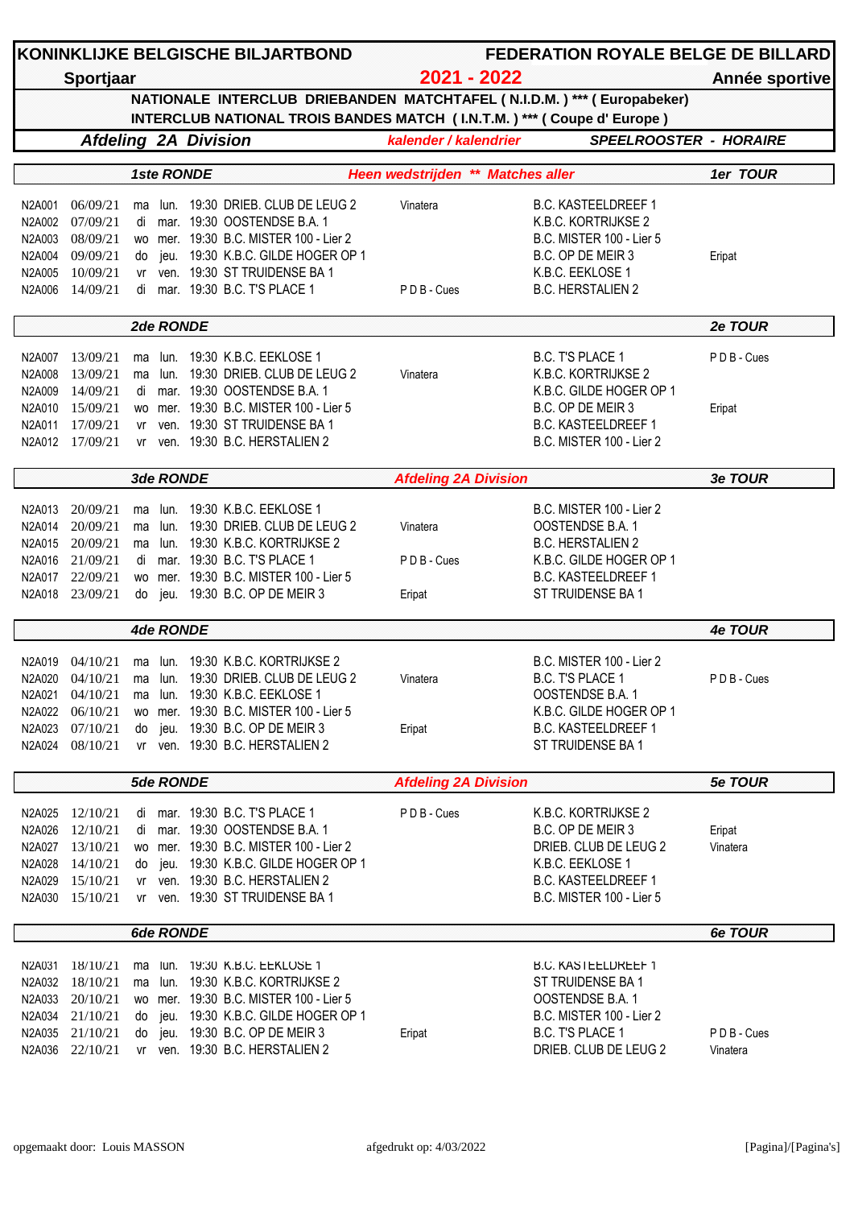# KONINKLIJKE BELGISCHE BILJARTBOND — FEDERATION ROYALE BELGE DE BILLARD

**Sportjaar** — **2021 - 2022** — **Année sportive**

**NATIONALE INTERCLUB DRIEBANDEN MATCHTAFEL ( N.I.D.M. ) \*\*\* ( Europabeker)**

**INTERCLUB NATIONAL TROIS BANDES MATCH ( I.N.T.M. ) \*\*\* ( Coupe d' Europe )**

***Afdeling 2A Division*** — *kalender / kalendrier* — *SPEELROOSTER - HORAIRE*

## 1ste RONDE — *Heen wedstrijden \*\* Matches aller* — 1er TOUR

| | | | | | | | | |
|---|---|---|---|---|---|---|---|---|
| N2A001 | 06/09/21 | ma | lun. | 19:30 | DRIEB. CLUB DE LEUG 2 | Vinatera | B.C. KASTEELDREEF 1 | |
| N2A002 | 07/09/21 | di | mar. | 19:30 | OOSTENDSE B.A. 1 | | K.B.C. KORTRIJKSE 2 | |
| N2A003 | 08/09/21 | wo | mer. | 19:30 | B.C. MISTER 100 - Lier 2 | | B.C. MISTER 100 - Lier 5 | |
| N2A004 | 09/09/21 | do | jeu. | 19:30 | K.B.C. GILDE HOGER OP 1 | | B.C. OP DE MEIR 3 | Eripat |
| N2A005 | 10/09/21 | vr | ven. | 19:30 | ST TRUIDENSE BA 1 | | K.B.C. EEKLOSE 1 | |
| N2A006 | 14/09/21 | di | mar. | 19:30 | B.C. T'S PLACE 1 | P D B - Cues | B.C. HERSTALIEN 2 | |

## 2de RONDE — 2e TOUR

| | | | | | | | | |
|---|---|---|---|---|---|---|---|---|
| N2A007 | 13/09/21 | ma | lun. | 19:30 | K.B.C. EEKLOSE 1 | | B.C. T'S PLACE 1 | P D B - Cues |
| N2A008 | 13/09/21 | ma | lun. | 19:30 | DRIEB. CLUB DE LEUG 2 | Vinatera | K.B.C. KORTRIJKSE 2 | |
| N2A009 | 14/09/21 | di | mar. | 19:30 | OOSTENDSE B.A. 1 | | K.B.C. GILDE HOGER OP 1 | |
| N2A010 | 15/09/21 | wo | mer. | 19:30 | B.C. MISTER 100 - Lier 5 | | B.C. OP DE MEIR 3 | Eripat |
| N2A011 | 17/09/21 | vr | ven. | 19:30 | ST TRUIDENSE BA 1 | | B.C. KASTEELDREEF 1 | |
| N2A012 | 17/09/21 | vr | ven. | 19:30 | B.C. HERSTALIEN 2 | | B.C. MISTER 100 - Lier 2 | |

## 3de RONDE — *Afdeling 2A Division* — 3e TOUR

| | | | | | | | | |
|---|---|---|---|---|---|---|---|---|
| N2A013 | 20/09/21 | ma | lun. | 19:30 | K.B.C. EEKLOSE 1 | | B.C. MISTER 100 - Lier 2 | |
| N2A014 | 20/09/21 | ma | lun. | 19:30 | DRIEB. CLUB DE LEUG 2 | Vinatera | OOSTENDSE B.A. 1 | |
| N2A015 | 20/09/21 | ma | lun. | 19:30 | K.B.C. KORTRIJKSE 2 | | B.C. HERSTALIEN 2 | |
| N2A016 | 21/09/21 | di | mar. | 19:30 | B.C. T'S PLACE 1 | P D B - Cues | K.B.C. GILDE HOGER OP 1 | |
| N2A017 | 22/09/21 | wo | mer. | 19:30 | B.C. MISTER 100 - Lier 5 | | B.C. KASTEELDREEF 1 | |
| N2A018 | 23/09/21 | do | jeu. | 19:30 | B.C. OP DE MEIR 3 | Eripat | ST TRUIDENSE BA 1 | |

## 4de RONDE — 4e TOUR

| | | | | | | | | |
|---|---|---|---|---|---|---|---|---|
| N2A019 | 04/10/21 | ma | lun. | 19:30 | K.B.C. KORTRIJKSE 2 | | B.C. MISTER 100 - Lier 2 | |
| N2A020 | 04/10/21 | ma | lun. | 19:30 | DRIEB. CLUB DE LEUG 2 | Vinatera | B.C. T'S PLACE 1 | P D B - Cues |
| N2A021 | 04/10/21 | ma | lun. | 19:30 | K.B.C. EEKLOSE 1 | | OOSTENDSE B.A. 1 | |
| N2A022 | 06/10/21 | wo | mer. | 19:30 | B.C. MISTER 100 - Lier 5 | | K.B.C. GILDE HOGER OP 1 | |
| N2A023 | 07/10/21 | do | jeu. | 19:30 | B.C. OP DE MEIR 3 | Eripat | B.C. KASTEELDREEF 1 | |
| N2A024 | 08/10/21 | vr | ven. | 19:30 | B.C. HERSTALIEN 2 | | ST TRUIDENSE BA 1 | |

## 5de RONDE — *Afdeling 2A Division* — 5e TOUR

| | | | | | | | | |
|---|---|---|---|---|---|---|---|---|
| N2A025 | 12/10/21 | di | mar. | 19:30 | B.C. T'S PLACE 1 | P D B - Cues | K.B.C. KORTRIJKSE 2 | |
| N2A026 | 12/10/21 | di | mar. | 19:30 | OOSTENDSE B.A. 1 | | B.C. OP DE MEIR 3 | Eripat |
| N2A027 | 13/10/21 | wo | mer. | 19:30 | B.C. MISTER 100 - Lier 2 | | DRIEB. CLUB DE LEUG 2 | Vinatera |
| N2A028 | 14/10/21 | do | jeu. | 19:30 | K.B.C. GILDE HOGER OP 1 | | K.B.C. EEKLOSE 1 | |
| N2A029 | 15/10/21 | vr | ven. | 19:30 | B.C. HERSTALIEN 2 | | B.C. KASTEELDREEF 1 | |
| N2A030 | 15/10/21 | vr | ven. | 19:30 | ST TRUIDENSE BA 1 | | B.C. MISTER 100 - Lier 5 | |

## 6de RONDE — 6e TOUR

| | | | | | | | | |
|---|---|---|---|---|---|---|---|---|
| N2A031 | 18/10/21 | ma | lun. | 19:30 | K.B.C. EEKLOSE 1 | | B.C. KASTEELDREEF 1 | |
| N2A032 | 18/10/21 | ma | lun. | 19:30 | K.B.C. KORTRIJKSE 2 | | ST TRUIDENSE BA 1 | |
| N2A033 | 20/10/21 | wo | mer. | 19:30 | B.C. MISTER 100 - Lier 5 | | OOSTENDSE B.A. 1 | |
| N2A034 | 21/10/21 | do | jeu. | 19:30 | K.B.C. GILDE HOGER OP 1 | | B.C. MISTER 100 - Lier 2 | |
| N2A035 | 21/10/21 | do | jeu. | 19:30 | B.C. OP DE MEIR 3 | Eripat | B.C. T'S PLACE 1 | P D B - Cues |
| N2A036 | 22/10/21 | vr | ven. | 19:30 | B.C. HERSTALIEN 2 | | DRIEB. CLUB DE LEUG 2 | Vinatera |

opgemaakt door: Louis MASSON — afgedrukt op: 4/03/2022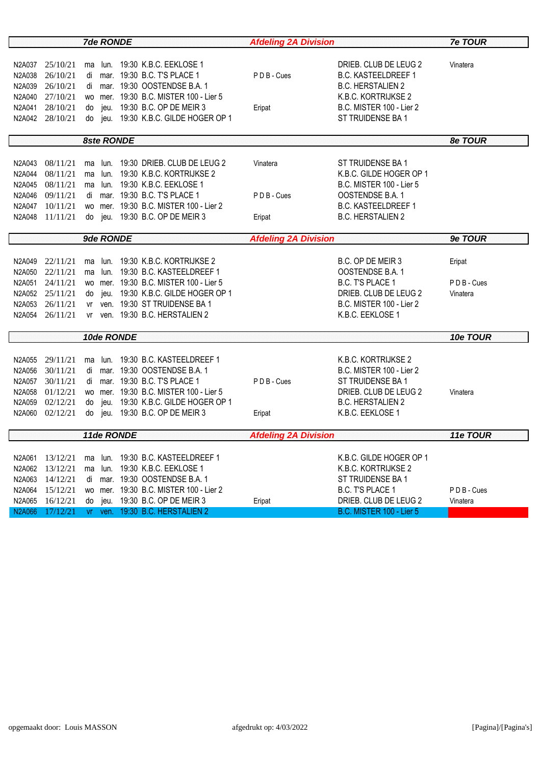| 7de RONDE | | | | | | *Afdeling 2A Division* | | 7e TOUR |
|---|---|---|---|---|---|---|---|---|
| N2A037 | 25/10/21 | ma | lun. | 19:30 | K.B.C. EEKLOSE 1 | | DRIEB. CLUB DE LEUG 2 | Vinatera |
| N2A038 | 26/10/21 | di | mar. | 19:30 | B.C. T'S PLACE 1 | P D B - Cues | B.C. KASTEELDREEF 1 | |
| N2A039 | 26/10/21 | di | mar. | 19:30 | OOSTENDSE B.A. 1 | | B.C. HERSTALIEN 2 | |
| N2A040 | 27/10/21 | wo | mer. | 19:30 | B.C. MISTER 100 - Lier 5 | | K.B.C. KORTRIJKSE 2 | |
| N2A041 | 28/10/21 | do | jeu. | 19:30 | B.C. OP DE MEIR 3 | Eripat | B.C. MISTER 100 - Lier 2 | |
| N2A042 | 28/10/21 | do | jeu. | 19:30 | K.B.C. GILDE HOGER OP 1 | | ST TRUIDENSE BA 1 | |
| **8ste RONDE** | | | | | | | | **8e TOUR** |
| N2A043 | 08/11/21 | ma | lun. | 19:30 | DRIEB. CLUB DE LEUG 2 | Vinatera | ST TRUIDENSE BA 1 | |
| N2A044 | 08/11/21 | ma | lun. | 19:30 | K.B.C. KORTRIJKSE 2 | | K.B.C. GILDE HOGER OP 1 | |
| N2A045 | 08/11/21 | ma | lun. | 19:30 | K.B.C. EEKLOSE 1 | | B.C. MISTER 100 - Lier 5 | |
| N2A046 | 09/11/21 | di | mar. | 19:30 | B.C. T'S PLACE 1 | P D B - Cues | OOSTENDSE B.A. 1 | |
| N2A047 | 10/11/21 | wo | mer. | 19:30 | B.C. MISTER 100 - Lier 2 | | B.C. KASTEELDREEF 1 | |
| N2A048 | 11/11/21 | do | jeu. | 19:30 | B.C. OP DE MEIR 3 | Eripat | B.C. HERSTALIEN 2 | |
| **9de RONDE** | | | | | | *Afdeling 2A Division* | | **9e TOUR** |
| N2A049 | 22/11/21 | ma | lun. | 19:30 | K.B.C. KORTRIJKSE 2 | | B.C. OP DE MEIR 3 | Eripat |
| N2A050 | 22/11/21 | ma | lun. | 19:30 | B.C. KASTEELDREEF 1 | | OOSTENDSE B.A. 1 | |
| N2A051 | 24/11/21 | wo | mer. | 19:30 | B.C. MISTER 100 - Lier 5 | | B.C. T'S PLACE 1 | P D B - Cues |
| N2A052 | 25/11/21 | do | jeu. | 19:30 | K.B.C. GILDE HOGER OP 1 | | DRIEB. CLUB DE LEUG 2 | Vinatera |
| N2A053 | 26/11/21 | vr | ven. | 19:30 | ST TRUIDENSE BA 1 | | B.C. MISTER 100 - Lier 2 | |
| N2A054 | 26/11/21 | vr | ven. | 19:30 | B.C. HERSTALIEN 2 | | K.B.C. EEKLOSE 1 | |
| **10de RONDE** | | | | | | | | **10e TOUR** |
| N2A055 | 29/11/21 | ma | lun. | 19:30 | B.C. KASTEELDREEF 1 | | K.B.C. KORTRIJKSE 2 | |
| N2A056 | 30/11/21 | di | mar. | 19:30 | OOSTENDSE B.A. 1 | | B.C. MISTER 100 - Lier 2 | |
| N2A057 | 30/11/21 | di | mar. | 19:30 | B.C. T'S PLACE 1 | P D B - Cues | ST TRUIDENSE BA 1 | |
| N2A058 | 01/12/21 | wo | mer. | 19:30 | B.C. MISTER 100 - Lier 5 | | DRIEB. CLUB DE LEUG 2 | Vinatera |
| N2A059 | 02/12/21 | do | jeu. | 19:30 | K.B.C. GILDE HOGER OP 1 | | B.C. HERSTALIEN 2 | |
| N2A060 | 02/12/21 | do | jeu. | 19:30 | B.C. OP DE MEIR 3 | Eripat | K.B.C. EEKLOSE 1 | |
| **11de RONDE** | | | | | | *Afdeling 2A Division* | | **11e TOUR** |
| N2A061 | 13/12/21 | ma | lun. | 19:30 | B.C. KASTEELDREEF 1 | | K.B.C. GILDE HOGER OP 1 | |
| N2A062 | 13/12/21 | ma | lun. | 19:30 | K.B.C. EEKLOSE 1 | | K.B.C. KORTRIJKSE 2 | |
| N2A063 | 14/12/21 | di | mar. | 19:30 | OOSTENDSE B.A. 1 | | ST TRUIDENSE BA 1 | |
| N2A064 | 15/12/21 | wo | mer. | 19:30 | B.C. MISTER 100 - Lier 2 | | B.C. T'S PLACE 1 | P D B - Cues |
| N2A065 | 16/12/21 | do | jeu. | 19:30 | B.C. OP DE MEIR 3 | Eripat | DRIEB. CLUB DE LEUG 2 | Vinatera |
| N2A066 | 17/12/21 | vr | ven. | 19:30 | B.C. HERSTALIEN 2 | | B.C. MISTER 100 - Lier 5 | |

opgemaakt door: Louis MASSON — afgedrukt op: 4/03/2022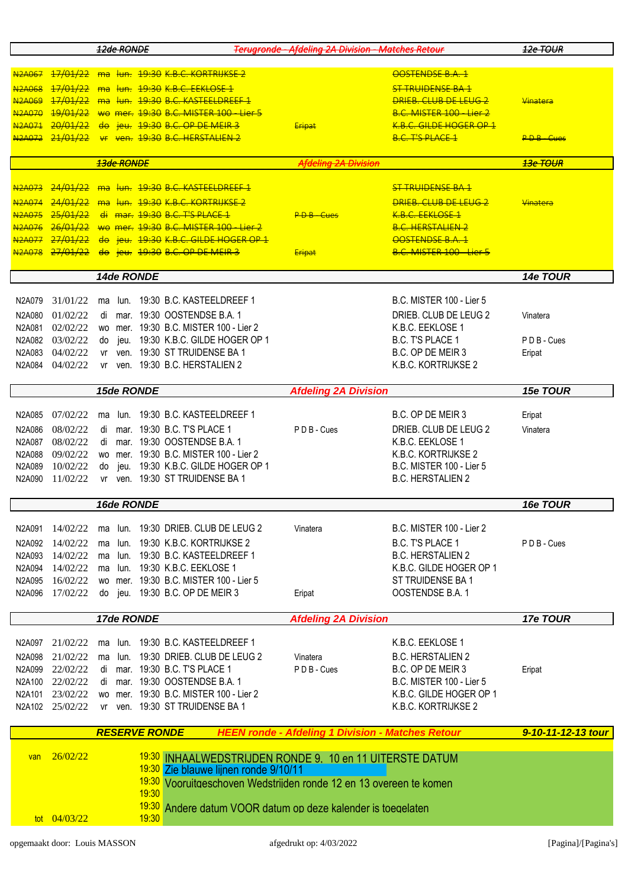| | | | | | | | | |
|---|---|---|---|---|---|---|---|---|
| | | ~~12de RONDE~~ | | ~~Terugronde - Afdeling 2A Division - Matches Retour~~ | | | | ~~12e TOUR~~ |
| ~~N2A067~~ | ~~17/01/22~~ | ~~ma~~ | ~~lun.~~ | ~~19:30 K.B.C. KORTRIJKSE 2~~ | | ~~OOSTENDSE B.A. 1~~ | | |
| ~~N2A068~~ | ~~17/01/22~~ | ~~ma~~ | ~~lun.~~ | ~~19:30 K.B.C. EEKLOSE 1~~ | | ~~ST TRUIDENSE BA 1~~ | | |
| ~~N2A069~~ | ~~17/01/22~~ | ~~ma~~ | ~~lun.~~ | ~~19:30 B.C. KASTEELDREEF 1~~ | | ~~DRIEB. CLUB DE LEUG 2~~ | ~~Vinatera~~ | |
| ~~N2A070~~ | ~~19/01/22~~ | ~~wo~~ | ~~mer.~~ | ~~19:30 B.C. MISTER 100 - Lier 5~~ | | ~~B.C. MISTER 100 - Lier 2~~ | | |
| ~~N2A071~~ | ~~20/01/22~~ | ~~do~~ | ~~jeu.~~ | ~~19:30 B.C. OP DE MEIR 3~~ | ~~Eripat~~ | ~~K.B.C. GILDE HOGER OP 1~~ | | |
| ~~N2A072~~ | ~~21/01/22~~ | ~~vr~~ | ~~ven.~~ | ~~19:30 B.C. HERSTALIEN 2~~ | | ~~B.C. T'S PLACE 1~~ | ~~P D B - Cues~~ | |
| | | ~~13de RONDE~~ | | ~~Afdeling 2A Division~~ | | | | ~~13e TOUR~~ |
| ~~N2A073~~ | ~~24/01/22~~ | ~~ma~~ | ~~lun.~~ | ~~19:30 B.C. KASTEELDREEF 1~~ | | ~~ST TRUIDENSE BA 1~~ | | |
| ~~N2A074~~ | ~~24/01/22~~ | ~~ma~~ | ~~lun.~~ | ~~19:30 K.B.C. KORTRIJKSE 2~~ | | ~~DRIEB. CLUB DE LEUG 2~~ | ~~Vinatera~~ | |
| ~~N2A075~~ | ~~25/01/22~~ | ~~di~~ | ~~mar.~~ | ~~19:30 B.C. T'S PLACE 1~~ | ~~P D B - Cues~~ | ~~K.B.C. EEKLOSE 1~~ | | |
| ~~N2A076~~ | ~~26/01/22~~ | ~~wo~~ | ~~mer.~~ | ~~19:30 B.C. MISTER 100 - Lier 2~~ | | ~~B.C. HERSTALIEN 2~~ | | |
| ~~N2A077~~ | ~~27/01/22~~ | ~~do~~ | ~~jeu.~~ | ~~19:30 K.B.C. GILDE HOGER OP 1~~ | | ~~OOSTENDSE B.A. 1~~ | | |
| ~~N2A078~~ | ~~27/01/22~~ | ~~do~~ | ~~jeu.~~ | ~~19:30 B.C. OP DE MEIR 3~~ | ~~Eripat~~ | ~~B.C. MISTER 100 - Lier 5~~ | | |
| | | 14de RONDE | | | | | | 14e TOUR |
| N2A079 | 31/01/22 | ma | lun. | 19:30 B.C. KASTEELDREEF 1 | | B.C. MISTER 100 - Lier 5 | | |
| N2A080 | 01/02/22 | di | mar. | 19:30 OOSTENDSE B.A. 1 | | DRIEB. CLUB DE LEUG 2 | Vinatera | |
| N2A081 | 02/02/22 | wo | mer. | 19:30 B.C. MISTER 100 - Lier 2 | | K.B.C. EEKLOSE 1 | | |
| N2A082 | 03/02/22 | do | jeu. | 19:30 K.B.C. GILDE HOGER OP 1 | | B.C. T'S PLACE 1 | P D B - Cues | |
| N2A083 | 04/02/22 | vr | ven. | 19:30 ST TRUIDENSE BA 1 | | B.C. OP DE MEIR 3 | Eripat | |
| N2A084 | 04/02/22 | vr | ven. | 19:30 B.C. HERSTALIEN 2 | | K.B.C. KORTRIJKSE 2 | | |
| | | 15de RONDE | | Afdeling 2A Division | | | | 15e TOUR |
| N2A085 | 07/02/22 | ma | lun. | 19:30 B.C. KASTEELDREEF 1 | | B.C. OP DE MEIR 3 | Eripat | |
| N2A086 | 08/02/22 | di | mar. | 19:30 B.C. T'S PLACE 1 | P D B - Cues | DRIEB. CLUB DE LEUG 2 | Vinatera | |
| N2A087 | 08/02/22 | di | mar. | 19:30 OOSTENDSE B.A. 1 | | K.B.C. EEKLOSE 1 | | |
| N2A088 | 09/02/22 | wo | mer. | 19:30 B.C. MISTER 100 - Lier 2 | | K.B.C. KORTRIJKSE 2 | | |
| N2A089 | 10/02/22 | do | jeu. | 19:30 K.B.C. GILDE HOGER OP 1 | | B.C. MISTER 100 - Lier 5 | | |
| N2A090 | 11/02/22 | vr | ven. | 19:30 ST TRUIDENSE BA 1 | | B.C. HERSTALIEN 2 | | |
| | | 16de RONDE | | | | | | 16e TOUR |
| N2A091 | 14/02/22 | ma | lun. | 19:30 DRIEB. CLUB DE LEUG 2 | Vinatera | B.C. MISTER 100 - Lier 2 | | |
| N2A092 | 14/02/22 | ma | lun. | 19:30 K.B.C. KORTRIJKSE 2 | | B.C. T'S PLACE 1 | P D B - Cues | |
| N2A093 | 14/02/22 | ma | lun. | 19:30 B.C. KASTEELDREEF 1 | | B.C. HERSTALIEN 2 | | |
| N2A094 | 14/02/22 | ma | lun. | 19:30 K.B.C. EEKLOSE 1 | | K.B.C. GILDE HOGER OP 1 | | |
| N2A095 | 16/02/22 | wo | mer. | 19:30 B.C. MISTER 100 - Lier 5 | | ST TRUIDENSE BA 1 | | |
| N2A096 | 17/02/22 | do | jeu. | 19:30 B.C. OP DE MEIR 3 | Eripat | OOSTENDSE B.A. 1 | | |
| | | 17de RONDE | | Afdeling 2A Division | | | | 17e TOUR |
| N2A097 | 21/02/22 | ma | lun. | 19:30 B.C. KASTEELDREEF 1 | | K.B.C. EEKLOSE 1 | | |
| N2A098 | 21/02/22 | ma | lun. | 19:30 DRIEB. CLUB DE LEUG 2 | Vinatera | B.C. HERSTALIEN 2 | | |
| N2A099 | 22/02/22 | di | mar. | 19:30 B.C. T'S PLACE 1 | P D B - Cues | B.C. OP DE MEIR 3 | Eripat | |
| N2A100 | 22/02/22 | di | mar. | 19:30 OOSTENDSE B.A. 1 | | B.C. MISTER 100 - Lier 5 | | |
| N2A101 | 23/02/22 | wo | mer. | 19:30 B.C. MISTER 100 - Lier 2 | | K.B.C. GILDE HOGER OP 1 | | |
| N2A102 | 25/02/22 | vr | ven. | 19:30 ST TRUIDENSE BA 1 | | K.B.C. KORTRIJKSE 2 | | |
| | | RESERVE RONDE | | HEEN ronde - Afdeling 1 Division - Matches Retour | | | | 9-10-11-12-13 tour |
| van | 26/02/22 | | | 19:30 INHAALWEDSTRIJDEN RONDE 9, 10 en 11 UITERSTE DATUM | | | | |
| | | | | 19:30 Zie blauwe lijnen ronde 9/10/11 | | | | |
| | | | | 19:30 Vooruitgeschoven Wedstrijden ronde 12 en 13 overeen te komen | | | | |
| | | | | 19:30 | | | | |
| | | | | 19:30 Andere datum VOOR datum op deze kalender is toegelaten | | | | |
| tot | 04/03/22 | | | 19:30 | | | | |

opgemaakt door: Louis MASSON    afgedrukt op: 4/03/2022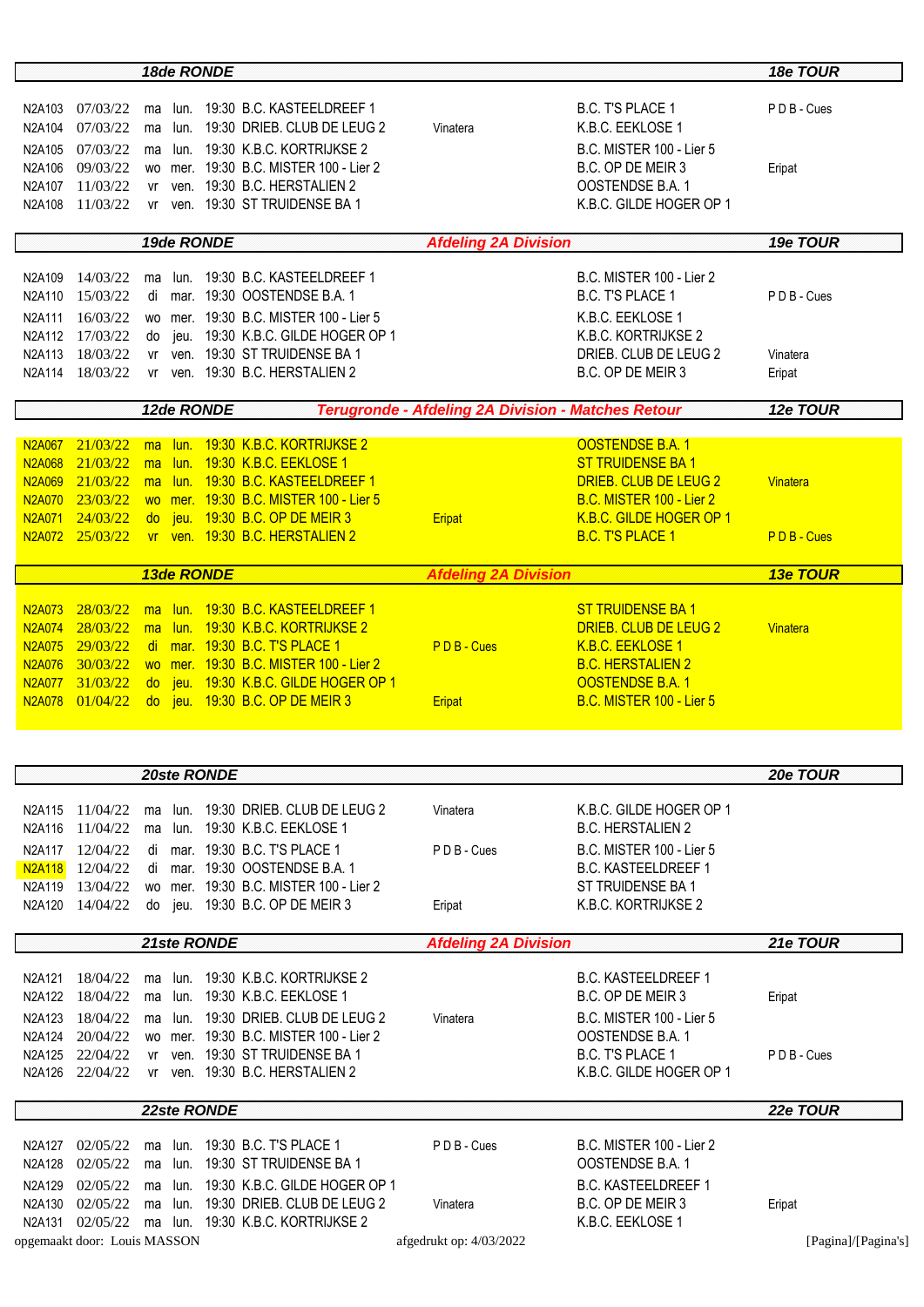| | | | | | | | | |
|---|---|---|---|---|---|---|---|---|
| | | **18de RONDE** | | | | | | **18e TOUR** |
| N2A103 | 07/03/22 | ma | lun. | 19:30 | B.C. KASTEELDREEF 1 | | B.C. T'S PLACE 1 | P D B - Cues |
| N2A104 | 07/03/22 | ma | lun. | 19:30 | DRIEB. CLUB DE LEUG 2 | Vinatera | K.B.C. EEKLOSE 1 | |
| N2A105 | 07/03/22 | ma | lun. | 19:30 | K.B.C. KORTRIJKSE 2 | | B.C. MISTER 100 - Lier 5 | |
| N2A106 | 09/03/22 | wo | mer. | 19:30 | B.C. MISTER 100 - Lier 2 | | B.C. OP DE MEIR 3 | Eripat |
| N2A107 | 11/03/22 | vr | ven. | 19:30 | B.C. HERSTALIEN 2 | | OOSTENDSE B.A. 1 | |
| N2A108 | 11/03/22 | vr | ven. | 19:30 | ST TRUIDENSE BA 1 | | K.B.C. GILDE HOGER OP 1 | |
| | | **19de RONDE** | | | | **Afdeling 2A Division** | | **19e TOUR** |
| N2A109 | 14/03/22 | ma | lun. | 19:30 | B.C. KASTEELDREEF 1 | | B.C. MISTER 100 - Lier 2 | |
| N2A110 | 15/03/22 | di | mar. | 19:30 | OOSTENDSE B.A. 1 | | B.C. T'S PLACE 1 | P D B - Cues |
| N2A111 | 16/03/22 | wo | mer. | 19:30 | B.C. MISTER 100 - Lier 5 | | K.B.C. EEKLOSE 1 | |
| N2A112 | 17/03/22 | do | jeu. | 19:30 | K.B.C. GILDE HOGER OP 1 | | K.B.C. KORTRIJKSE 2 | |
| N2A113 | 18/03/22 | vr | ven. | 19:30 | ST TRUIDENSE BA 1 | | DRIEB. CLUB DE LEUG 2 | Vinatera |
| N2A114 | 18/03/22 | vr | ven. | 19:30 | B.C. HERSTALIEN 2 | | B.C. OP DE MEIR 3 | Eripat |
| | | **12de RONDE** | | | | **Terugronde - Afdeling 2A Division - Matches Retour** | | **12e TOUR** |
| N2A067 | 21/03/22 | ma | lun. | 19:30 | K.B.C. KORTRIJKSE 2 | | OOSTENDSE B.A. 1 | |
| N2A068 | 21/03/22 | ma | lun. | 19:30 | K.B.C. EEKLOSE 1 | | ST TRUIDENSE BA 1 | |
| N2A069 | 21/03/22 | ma | lun. | 19:30 | B.C. KASTEELDREEF 1 | | DRIEB. CLUB DE LEUG 2 | Vinatera |
| N2A070 | 23/03/22 | wo | mer. | 19:30 | B.C. MISTER 100 - Lier 5 | | B.C. MISTER 100 - Lier 2 | |
| N2A071 | 24/03/22 | do | jeu. | 19:30 | B.C. OP DE MEIR 3 | Eripat | K.B.C. GILDE HOGER OP 1 | |
| N2A072 | 25/03/22 | vr | ven. | 19:30 | B.C. HERSTALIEN 2 | | B.C. T'S PLACE 1 | P D B - Cues |
| | | **13de RONDE** | | | | **Afdeling 2A Division** | | **13e TOUR** |
| N2A073 | 28/03/22 | ma | lun. | 19:30 | B.C. KASTEELDREEF 1 | | ST TRUIDENSE BA 1 | |
| N2A074 | 28/03/22 | ma | lun. | 19:30 | K.B.C. KORTRIJKSE 2 | | DRIEB. CLUB DE LEUG 2 | Vinatera |
| N2A075 | 29/03/22 | di | mar. | 19:30 | B.C. T'S PLACE 1 | P D B - Cues | K.B.C. EEKLOSE 1 | |
| N2A076 | 30/03/22 | wo | mer. | 19:30 | B.C. MISTER 100 - Lier 2 | | B.C. HERSTALIEN 2 | |
| N2A077 | 31/03/22 | do | jeu. | 19:30 | K.B.C. GILDE HOGER OP 1 | | OOSTENDSE B.A. 1 | |
| N2A078 | 01/04/22 | do | jeu. | 19:30 | B.C. OP DE MEIR 3 | Eripat | B.C. MISTER 100 - Lier 5 | |
| | | **20ste RONDE** | | | | | | **20e TOUR** |
| N2A115 | 11/04/22 | ma | lun. | 19:30 | DRIEB. CLUB DE LEUG 2 | Vinatera | K.B.C. GILDE HOGER OP 1 | |
| N2A116 | 11/04/22 | ma | lun. | 19:30 | K.B.C. EEKLOSE 1 | | B.C. HERSTALIEN 2 | |
| N2A117 | 12/04/22 | di | mar. | 19:30 | B.C. T'S PLACE 1 | P D B - Cues | B.C. MISTER 100 - Lier 5 | |
| N2A118 | 12/04/22 | di | mar. | 19:30 | OOSTENDSE B.A. 1 | | B.C. KASTEELDREEF 1 | |
| N2A119 | 13/04/22 | wo | mer. | 19:30 | B.C. MISTER 100 - Lier 2 | | ST TRUIDENSE BA 1 | |
| N2A120 | 14/04/22 | do | jeu. | 19:30 | B.C. OP DE MEIR 3 | Eripat | K.B.C. KORTRIJKSE 2 | |
| | | **21ste RONDE** | | | | **Afdeling 2A Division** | | **21e TOUR** |
| N2A121 | 18/04/22 | ma | lun. | 19:30 | K.B.C. KORTRIJKSE 2 | | B.C. KASTEELDREEF 1 | |
| N2A122 | 18/04/22 | ma | lun. | 19:30 | K.B.C. EEKLOSE 1 | | B.C. OP DE MEIR 3 | Eripat |
| N2A123 | 18/04/22 | ma | lun. | 19:30 | DRIEB. CLUB DE LEUG 2 | Vinatera | B.C. MISTER 100 - Lier 5 | |
| N2A124 | 20/04/22 | wo | mer. | 19:30 | B.C. MISTER 100 - Lier 2 | | OOSTENDSE B.A. 1 | |
| N2A125 | 22/04/22 | vr | ven. | 19:30 | ST TRUIDENSE BA 1 | | B.C. T'S PLACE 1 | P D B - Cues |
| N2A126 | 22/04/22 | vr | ven. | 19:30 | B.C. HERSTALIEN 2 | | K.B.C. GILDE HOGER OP 1 | |
| | | **22ste RONDE** | | | | | | **22e TOUR** |
| N2A127 | 02/05/22 | ma | lun. | 19:30 | B.C. T'S PLACE 1 | P D B - Cues | B.C. MISTER 100 - Lier 2 | |
| N2A128 | 02/05/22 | ma | lun. | 19:30 | ST TRUIDENSE BA 1 | | OOSTENDSE B.A. 1 | |
| N2A129 | 02/05/22 | ma | lun. | 19:30 | K.B.C. GILDE HOGER OP 1 | | B.C. KASTEELDREEF 1 | |
| N2A130 | 02/05/22 | ma | lun. | 19:30 | DRIEB. CLUB DE LEUG 2 | Vinatera | B.C. OP DE MEIR 3 | Eripat |
| N2A131 | 02/05/22 | ma | lun. | 19:30 | K.B.C. KORTRIJKSE 2 | | K.B.C. EEKLOSE 1 | |

opgemaakt door: Louis MASSON — afgedrukt op: 4/03/2022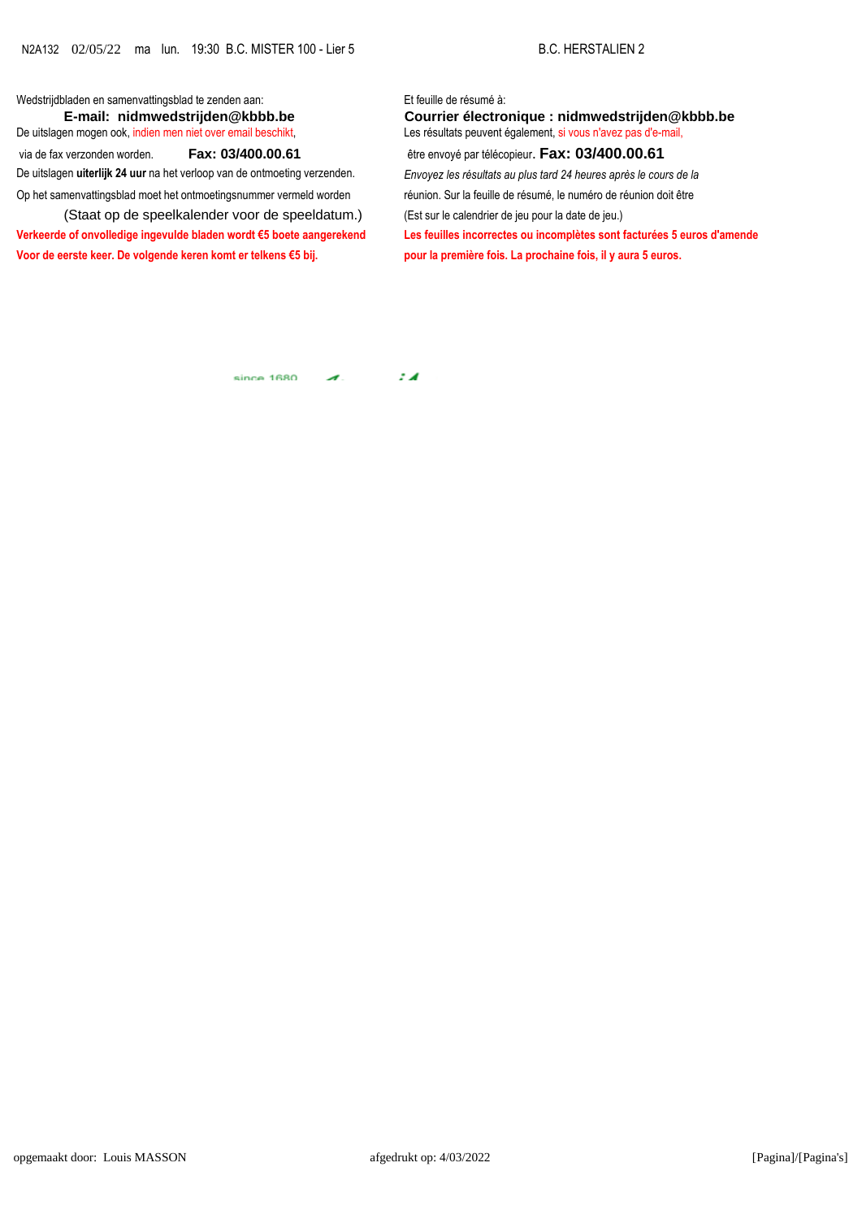N2A132 02/05/22 ma lun. 19:30 B.C. MISTER 100 - Lier 5 B.C. HERSTALIEN 2

Wedstrijdbladen en samenvattingsblad te zenden aan:

**E-mail: nidmwedstrijden@kbbb.be**

De uitslagen mogen ook, indien men niet over email beschikt,

via de fax verzonden worden. **Fax: 03/400.00.61**

De uitslagen **uiterlijk 24 uur** na het verloop van de ontmoeting verzenden.

Op het samenvattingsblad moet het ontmoetingsnummer vermeld worden

(Staat op de speelkalender voor de speeldatum.)

**Verkeerde of onvolledige ingevulde bladen wordt €5 boete aangerekend**

**Voor de eerste keer. De volgende keren komt er telkens €5 bij.**

Et feuille de résumé à:

**Courrier électronique : nidmwedstrijden@kbbb.be**

Les résultats peuvent également, si vous n'avez pas d'e-mail,

être envoyé par télécopieur. **Fax: 03/400.00.61**

*Envoyez les résultats au plus tard 24 heures après le cours de la*

réunion. Sur la feuille de résumé, le numéro de réunion doit être

(Est sur le calendrier de jeu pour la date de jeu.)

**Les feuilles incorrectes ou incomplètes sont facturées 5 euros d'amende**

**pour la première fois. La prochaine fois, il y aura 5 euros.**

since 1680

opgemaakt door: Louis MASSON afgedrukt op: 4/03/2022